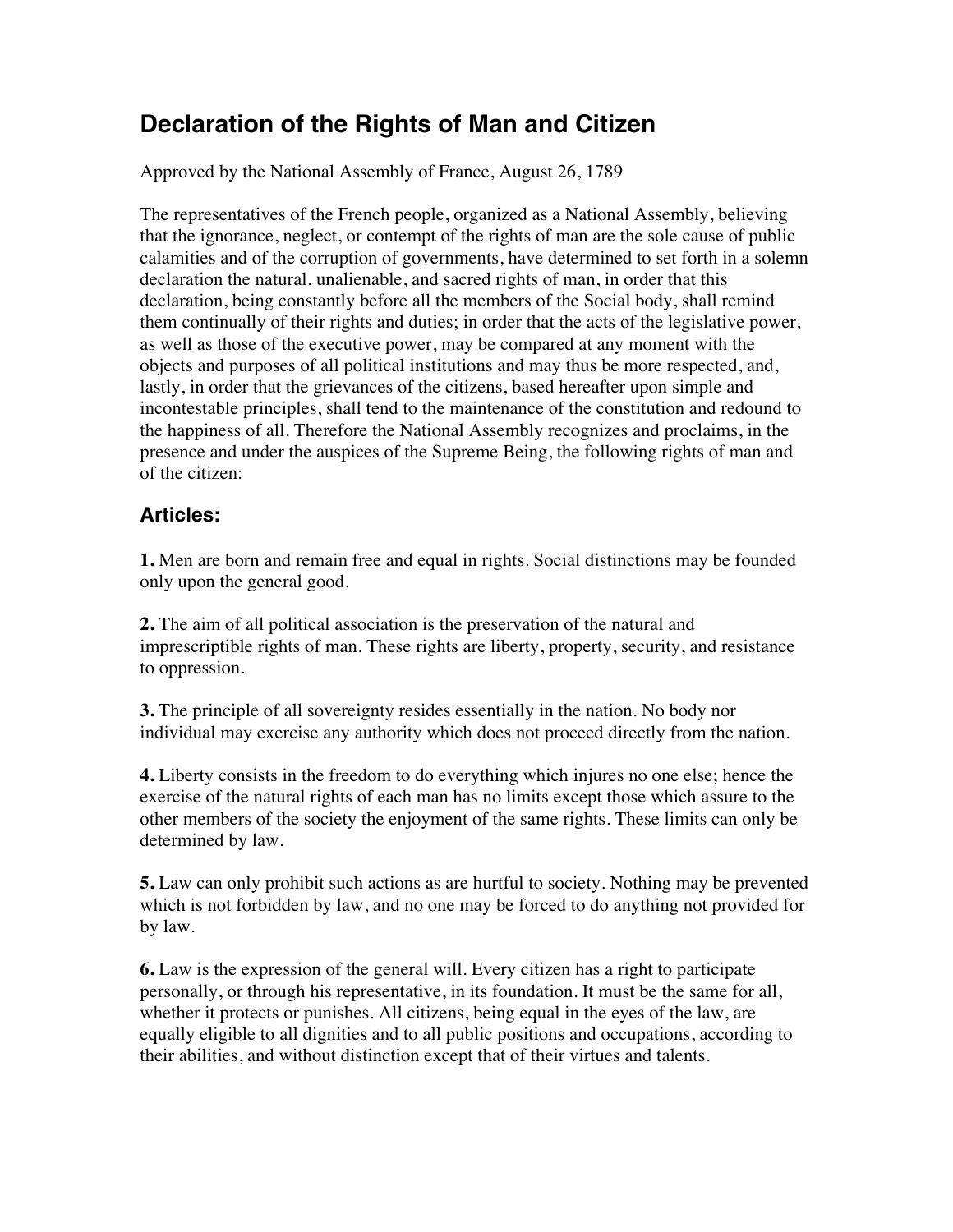# Declaration of the Rights of Man and Citizen

Approved by the National Assembly of France, August 26, 1789

The representatives of the French people, organized as a National Assembly, believing that the ignorance, neglect, or contempt of the rights of man are the sole cause of public calamities and of the corruption of governments, have determined to set forth in a solemn declaration the natural, unalienable, and sacred rights of man, in order that this declaration, being constantly before all the members of the Social body, shall remind them continually of their rights and duties; in order that the acts of the legislative power, as well as those of the executive power, may be compared at any moment with the objects and purposes of all political institutions and may thus be more respected, and, lastly, in order that the grievances of the citizens, based hereafter upon simple and incontestable principles, shall tend to the maintenance of the constitution and redound to the happiness of all. Therefore the National Assembly recognizes and proclaims, in the presence and under the auspices of the Supreme Being, the following rights of man and of the citizen:

## Articles:

**1.** Men are born and remain free and equal in rights. Social distinctions may be founded only upon the general good.

**2.** The aim of all political association is the preservation of the natural and imprescriptible rights of man. These rights are liberty, property, security, and resistance to oppression.

**3.** The principle of all sovereignty resides essentially in the nation. No body nor individual may exercise any authority which does not proceed directly from the nation.

**4.** Liberty consists in the freedom to do everything which injures no one else; hence the exercise of the natural rights of each man has no limits except those which assure to the other members of the society the enjoyment of the same rights. These limits can only be determined by law.

**5.** Law can only prohibit such actions as are hurtful to society. Nothing may be prevented which is not forbidden by law, and no one may be forced to do anything not provided for by law.

**6.** Law is the expression of the general will. Every citizen has a right to participate personally, or through his representative, in its foundation. It must be the same for all, whether it protects or punishes. All citizens, being equal in the eyes of the law, are equally eligible to all dignities and to all public positions and occupations, according to their abilities, and without distinction except that of their virtues and talents.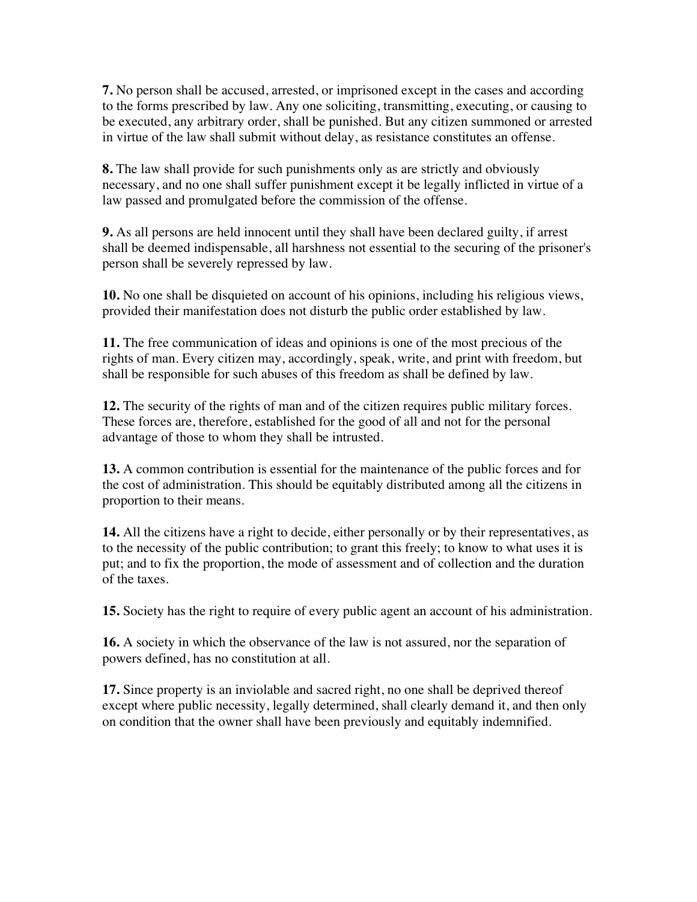**7.** No person shall be accused, arrested, or imprisoned except in the cases and according to the forms prescribed by law. Any one soliciting, transmitting, executing, or causing to be executed, any arbitrary order, shall be punished. But any citizen summoned or arrested in virtue of the law shall submit without delay, as resistance constitutes an offense.

**8.** The law shall provide for such punishments only as are strictly and obviously necessary, and no one shall suffer punishment except it be legally inflicted in virtue of a law passed and promulgated before the commission of the offense.

**9.** As all persons are held innocent until they shall have been declared guilty, if arrest shall be deemed indispensable, all harshness not essential to the securing of the prisoner's person shall be severely repressed by law.

**10.** No one shall be disquieted on account of his opinions, including his religious views, provided their manifestation does not disturb the public order established by law.

**11.** The free communication of ideas and opinions is one of the most precious of the rights of man. Every citizen may, accordingly, speak, write, and print with freedom, but shall be responsible for such abuses of this freedom as shall be defined by law.

**12.** The security of the rights of man and of the citizen requires public military forces. These forces are, therefore, established for the good of all and not for the personal advantage of those to whom they shall be intrusted.

**13.** A common contribution is essential for the maintenance of the public forces and for the cost of administration. This should be equitably distributed among all the citizens in proportion to their means.

**14.** All the citizens have a right to decide, either personally or by their representatives, as to the necessity of the public contribution; to grant this freely; to know to what uses it is put; and to fix the proportion, the mode of assessment and of collection and the duration of the taxes.

**15.** Society has the right to require of every public agent an account of his administration.

**16.** A society in which the observance of the law is not assured, nor the separation of powers defined, has no constitution at all.

**17.** Since property is an inviolable and sacred right, no one shall be deprived thereof except where public necessity, legally determined, shall clearly demand it, and then only on condition that the owner shall have been previously and equitably indemnified.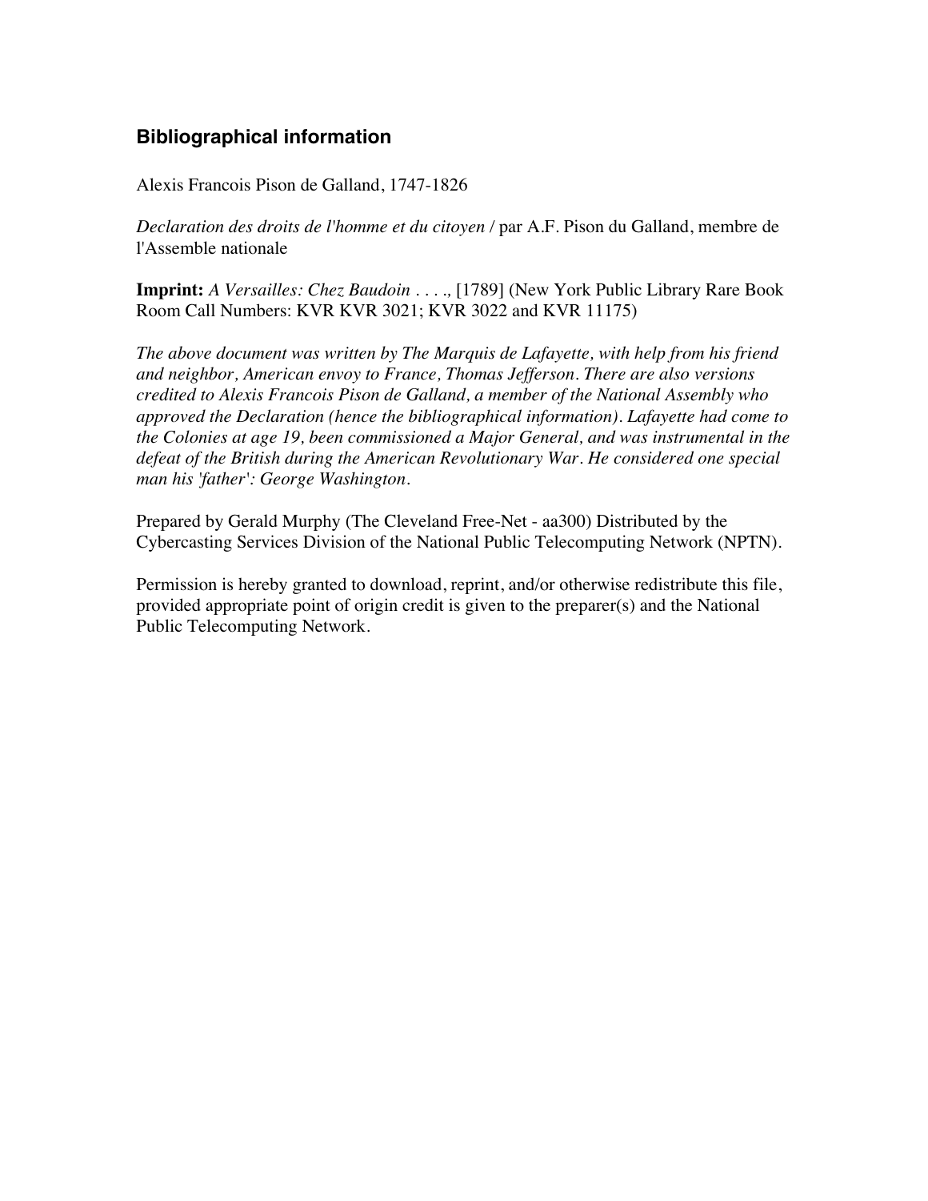## Bibliographical information

Alexis Francois Pison de Galland, 1747-1826

*Declaration des droits de l'homme et du citoyen* / par A.F. Pison du Galland, membre de l'Assemble nationale

**Imprint:** *A Versailles: Chez Baudoin . . . .,* [1789] (New York Public Library Rare Book Room Call Numbers: KVR KVR 3021; KVR 3022 and KVR 11175)

*The above document was written by The Marquis de Lafayette, with help from his friend and neighbor, American envoy to France, Thomas Jefferson. There are also versions credited to Alexis Francois Pison de Galland, a member of the National Assembly who approved the Declaration (hence the bibliographical information). Lafayette had come to the Colonies at age 19, been commissioned a Major General, and was instrumental in the defeat of the British during the American Revolutionary War. He considered one special man his 'father': George Washington.*

Prepared by Gerald Murphy (The Cleveland Free-Net - aa300) Distributed by the Cybercasting Services Division of the National Public Telecomputing Network (NPTN).

Permission is hereby granted to download, reprint, and/or otherwise redistribute this file, provided appropriate point of origin credit is given to the preparer(s) and the National Public Telecomputing Network.